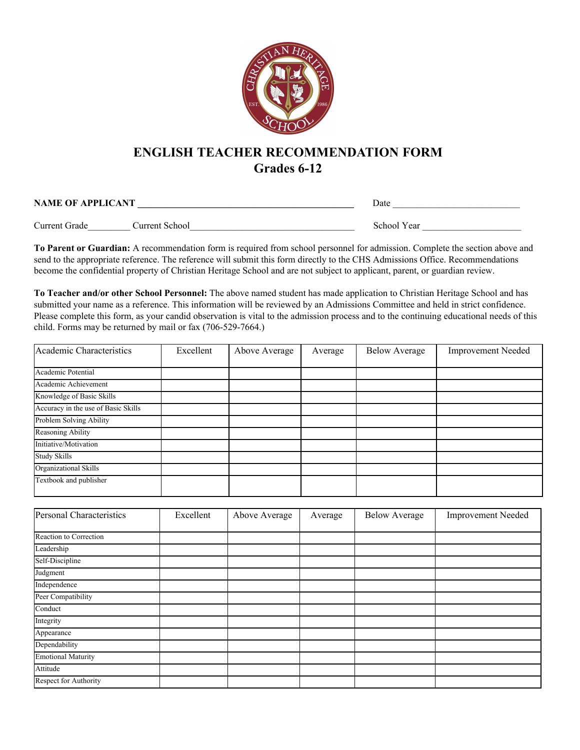# ENGLISH TEACHER RECOMMENDATION FORM
## Grades 6-12

**NAME OF APPLICANT** ______________________________________________ Date ___________________________

Current Grade_________ Current School___________________________________ School Year _____________________

**To Parent or Guardian:** A recommendation form is required from school personnel for admission. Complete the section above and send to the appropriate reference. The reference will submit this form directly to the CHS Admissions Office. Recommendations become the confidential property of Christian Heritage School and are not subject to applicant, parent, or guardian review.

**To Teacher and/or other School Personnel:** The above named student has made application to Christian Heritage School and has submitted your name as a reference. This information will be reviewed by an Admissions Committee and held in strict confidence. Please complete this form, as your candid observation is vital to the admission process and to the continuing educational needs of this child. Forms may be returned by mail or fax (706-529-7664.)

| Academic Characteristics | Excellent | Above Average | Average | Below Average | Improvement Needed |
|---|---|---|---|---|---|
| Academic Potential | | | | | |
| Academic Achievement | | | | | |
| Knowledge of Basic Skills | | | | | |
| Accuracy in the use of Basic Skills | | | | | |
| Problem Solving Ability | | | | | |
| Reasoning Ability | | | | | |
| Initiative/Motivation | | | | | |
| Study Skills | | | | | |
| Organizational Skills | | | | | |
| Textbook and publisher | | | | | |

| Personal Characteristics | Excellent | Above Average | Average | Below Average | Improvement Needed |
|---|---|---|---|---|---|
| Reaction to Correction | | | | | |
| Leadership | | | | | |
| Self-Discipline | | | | | |
| Judgment | | | | | |
| Independence | | | | | |
| Peer Compatibility | | | | | |
| Conduct | | | | | |
| Integrity | | | | | |
| Appearance | | | | | |
| Dependability | | | | | |
| Emotional Maturity | | | | | |
| Attitude | | | | | |
| Respect for Authority | | | | | |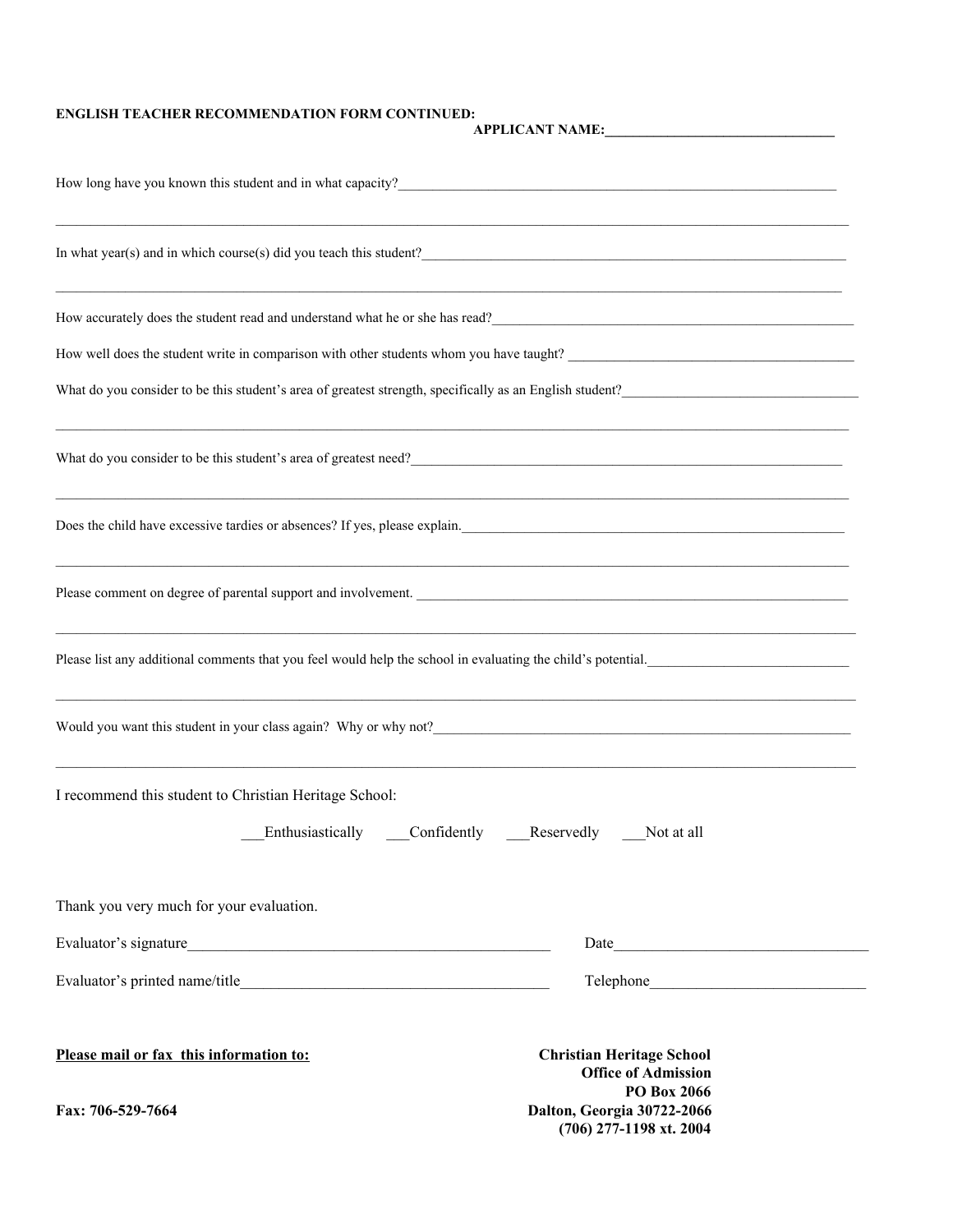**ENGLISH TEACHER RECOMMENDATION FORM CONTINUED:**

**APPLICANT NAME:\_\_\_\_\_\_\_\_\_\_\_\_\_\_\_\_\_\_\_\_\_\_\_\_\_\_\_\_\_\_\_\_**

How long have you known this student and in what capacity?\_\_\_\_\_\_\_\_\_\_\_\_\_\_\_\_\_\_\_\_\_\_\_\_\_\_\_\_\_\_\_\_\_\_\_\_\_\_\_\_\_\_\_\_\_\_\_\_\_\_\_\_\_\_\_\_\_\_\_\_\_\_\_\_

\_\_\_\_\_\_\_\_\_\_\_\_\_\_\_\_\_\_\_\_\_\_\_\_\_\_\_\_\_\_\_\_\_\_\_\_\_\_\_\_\_\_\_\_\_\_\_\_\_\_\_\_\_\_\_\_\_\_\_\_\_\_\_\_\_\_\_\_\_\_\_\_\_\_\_\_\_\_\_\_\_\_\_\_\_\_\_\_\_\_\_\_\_\_\_\_\_\_\_\_\_\_\_\_\_\_\_\_\_\_\_\_\_\_\_\_\_\_\_\_\_\_\_\_\_\_

In what year(s) and in which course(s) did you teach this student?\_\_\_\_\_\_\_\_\_\_\_\_\_\_\_\_\_\_\_\_\_\_\_\_\_\_\_\_\_\_\_\_\_\_\_\_\_\_\_\_\_\_\_\_\_\_\_\_\_\_\_\_\_\_\_\_\_\_\_\_\_\_

\_\_\_\_\_\_\_\_\_\_\_\_\_\_\_\_\_\_\_\_\_\_\_\_\_\_\_\_\_\_\_\_\_\_\_\_\_\_\_\_\_\_\_\_\_\_\_\_\_\_\_\_\_\_\_\_\_\_\_\_\_\_\_\_\_\_\_\_\_\_\_\_\_\_\_\_\_\_\_\_\_\_\_\_\_\_\_\_\_\_\_\_\_\_\_\_\_\_\_\_\_\_\_\_\_\_\_\_\_\_\_\_\_\_\_\_\_\_\_\_\_\_\_\_\_\_

How accurately does the student read and understand what he or she has read?\_\_\_\_\_\_\_\_\_\_\_\_\_\_\_\_\_\_\_\_\_\_\_\_\_\_\_\_\_\_\_\_\_\_\_\_\_\_\_\_\_\_\_\_\_\_\_\_\_\_

How well does the student write in comparison with other students whom you have taught? \_\_\_\_\_\_\_\_\_\_\_\_\_\_\_\_\_\_\_\_\_\_\_\_\_\_\_\_\_\_\_\_\_\_\_\_\_\_\_\_\_\_

What do you consider to be this student's area of greatest strength, specifically as an English student?\_\_\_\_\_\_\_\_\_\_\_\_\_\_\_\_\_\_\_\_\_\_\_\_\_\_\_\_\_\_\_\_\_\_\_

\_\_\_\_\_\_\_\_\_\_\_\_\_\_\_\_\_\_\_\_\_\_\_\_\_\_\_\_\_\_\_\_\_\_\_\_\_\_\_\_\_\_\_\_\_\_\_\_\_\_\_\_\_\_\_\_\_\_\_\_\_\_\_\_\_\_\_\_\_\_\_\_\_\_\_\_\_\_\_\_\_\_\_\_\_\_\_\_\_\_\_\_\_\_\_\_\_\_\_\_\_\_\_\_\_\_\_\_\_\_\_\_\_\_\_\_\_\_\_\_\_\_\_\_\_\_

What do you consider to be this student's area of greatest need?\_\_\_\_\_\_\_\_\_\_\_\_\_\_\_\_\_\_\_\_\_\_\_\_\_\_\_\_\_\_\_\_\_\_\_\_\_\_\_\_\_\_\_\_\_\_\_\_\_\_\_\_\_\_\_\_\_\_\_\_\_\_

\_\_\_\_\_\_\_\_\_\_\_\_\_\_\_\_\_\_\_\_\_\_\_\_\_\_\_\_\_\_\_\_\_\_\_\_\_\_\_\_\_\_\_\_\_\_\_\_\_\_\_\_\_\_\_\_\_\_\_\_\_\_\_\_\_\_\_\_\_\_\_\_\_\_\_\_\_\_\_\_\_\_\_\_\_\_\_\_\_\_\_\_\_\_\_\_\_\_\_\_\_\_\_\_\_\_\_\_\_\_\_\_\_\_\_\_\_\_\_\_\_\_\_\_\_\_

Does the child have excessive tardies or absences? If yes, please explain.\_\_\_\_\_\_\_\_\_\_\_\_\_\_\_\_\_\_\_\_\_\_\_\_\_\_\_\_\_\_\_\_\_\_\_\_\_\_\_\_\_\_\_\_\_\_\_\_\_\_\_\_\_\_\_\_

\_\_\_\_\_\_\_\_\_\_\_\_\_\_\_\_\_\_\_\_\_\_\_\_\_\_\_\_\_\_\_\_\_\_\_\_\_\_\_\_\_\_\_\_\_\_\_\_\_\_\_\_\_\_\_\_\_\_\_\_\_\_\_\_\_\_\_\_\_\_\_\_\_\_\_\_\_\_\_\_\_\_\_\_\_\_\_\_\_\_\_\_\_\_\_\_\_\_\_\_\_\_\_\_\_\_\_\_\_\_\_\_\_\_\_\_\_\_\_\_\_\_\_\_\_\_

Please comment on degree of parental support and involvement. \_\_\_\_\_\_\_\_\_\_\_\_\_\_\_\_\_\_\_\_\_\_\_\_\_\_\_\_\_\_\_\_\_\_\_\_\_\_\_\_\_\_\_\_\_\_\_\_\_\_\_\_\_\_\_\_\_\_\_\_\_\_

\_\_\_\_\_\_\_\_\_\_\_\_\_\_\_\_\_\_\_\_\_\_\_\_\_\_\_\_\_\_\_\_\_\_\_\_\_\_\_\_\_\_\_\_\_\_\_\_\_\_\_\_\_\_\_\_\_\_\_\_\_\_\_\_\_\_\_\_\_\_\_\_\_\_\_\_\_\_\_\_\_\_\_\_\_\_\_\_\_\_\_\_\_\_\_\_\_\_\_\_\_\_\_\_\_\_\_\_\_\_\_\_\_\_\_\_\_\_\_\_\_\_\_\_\_\_

Please list any additional comments that you feel would help the school in evaluating the child's potential.\_\_\_\_\_\_\_\_\_\_\_\_\_\_\_\_\_\_\_\_\_\_\_\_\_\_\_\_\_\_

\_\_\_\_\_\_\_\_\_\_\_\_\_\_\_\_\_\_\_\_\_\_\_\_\_\_\_\_\_\_\_\_\_\_\_\_\_\_\_\_\_\_\_\_\_\_\_\_\_\_\_\_\_\_\_\_\_\_\_\_\_\_\_\_\_\_\_\_\_\_\_\_\_\_\_\_\_\_\_\_\_\_\_\_\_\_\_\_\_\_\_\_\_\_\_\_\_\_\_\_\_\_\_\_\_\_\_\_\_\_\_\_\_\_\_\_\_\_\_\_\_\_\_\_\_\_

Would you want this student in your class again? Why or why not?\_\_\_\_\_\_\_\_\_\_\_\_\_\_\_\_\_\_\_\_\_\_\_\_\_\_\_\_\_\_\_\_\_\_\_\_\_\_\_\_\_\_\_\_\_\_\_\_\_\_\_\_\_\_\_\_\_\_\_\_\_\_

\_\_\_\_\_\_\_\_\_\_\_\_\_\_\_\_\_\_\_\_\_\_\_\_\_\_\_\_\_\_\_\_\_\_\_\_\_\_\_\_\_\_\_\_\_\_\_\_\_\_\_\_\_\_\_\_\_\_\_\_\_\_\_\_\_\_\_\_\_\_\_\_\_\_\_\_\_\_\_\_\_\_\_\_\_\_\_\_\_\_\_\_\_\_\_\_\_\_\_\_\_\_\_\_\_\_\_\_\_\_\_\_\_\_\_\_\_\_\_\_\_\_\_\_\_\_

I recommend this student to Christian Heritage School:

\_\_\_Enthusiastically \_\_\_Confidently \_\_\_Reservedly \_\_\_Not at all

Thank you very much for your evaluation.

Evaluator's signature\_\_\_\_\_\_\_\_\_\_\_\_\_\_\_\_\_\_\_\_\_\_\_\_\_\_\_\_\_\_\_\_\_\_\_\_\_\_\_\_\_\_\_\_\_\_\_\_ Date\_\_\_\_\_\_\_\_\_\_\_\_\_\_\_\_\_\_\_\_\_\_\_\_\_\_\_\_\_\_\_\_\_

Evaluator's printed name/title\_\_\_\_\_\_\_\_\_\_\_\_\_\_\_\_\_\_\_\_\_\_\_\_\_\_\_\_\_\_\_\_\_\_\_\_\_\_\_\_ Telephone\_\_\_\_\_\_\_\_\_\_\_\_\_\_\_\_\_\_\_\_\_\_\_\_\_\_\_\_

**Please mail or fax this information to:**

**Fax: 706-529-7664**

**Christian Heritage School**
**Office of Admission**
**PO Box 2066**
**Dalton, Georgia 30722-2066**
**(706) 277-1198 xt. 2004**